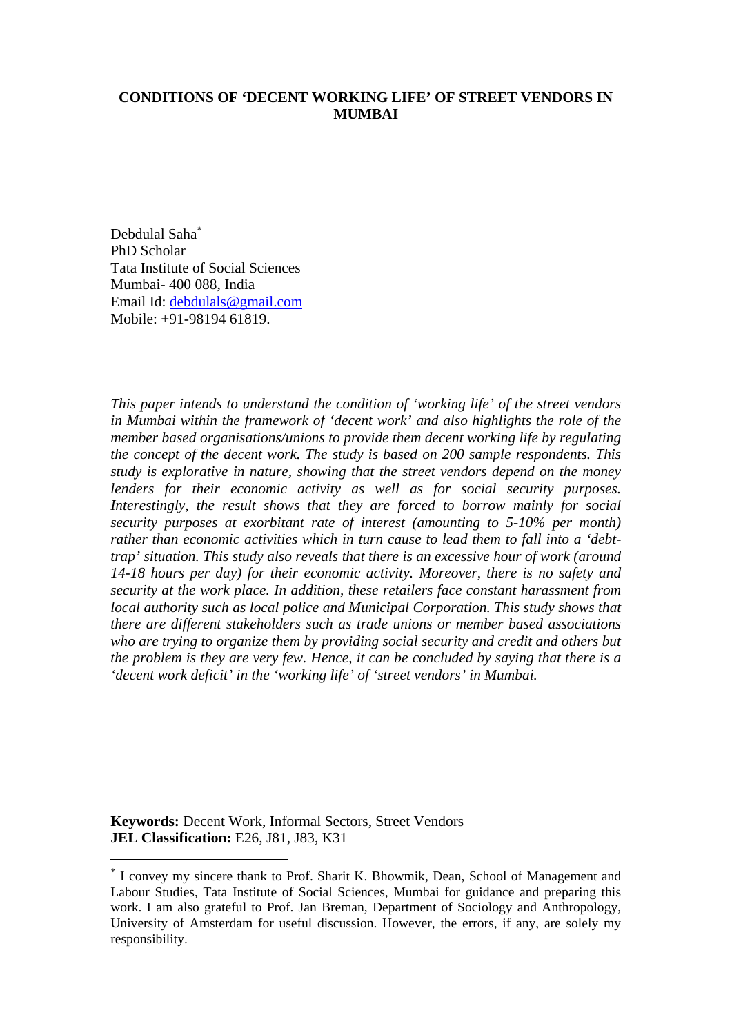# CONDITIONS OF 'DECENT WORKING LIFE' OF STREET VENDORS IN MUMBAI

Debdulal Saha[*]
PhD Scholar
Tata Institute of Social Sciences
Mumbai- 400 088, India
Email Id: debdulals@gmail.com
Mobile: +91-98194 61819.

*This paper intends to understand the condition of 'working life' of the street vendors in Mumbai within the framework of 'decent work' and also highlights the role of the member based organisations/unions to provide them decent working life by regulating the concept of the decent work. The study is based on 200 sample respondents. This study is explorative in nature, showing that the street vendors depend on the money lenders for their economic activity as well as for social security purposes. Interestingly, the result shows that they are forced to borrow mainly for social security purposes at exorbitant rate of interest (amounting to 5-10% per month) rather than economic activities which in turn cause to lead them to fall into a 'debt-trap' situation. This study also reveals that there is an excessive hour of work (around 14-18 hours per day) for their economic activity. Moreover, there is no safety and security at the work place. In addition, these retailers face constant harassment from local authority such as local police and Municipal Corporation. This study shows that there are different stakeholders such as trade unions or member based associations who are trying to organize them by providing social security and credit and others but the problem is they are very few. Hence, it can be concluded by saying that there is a 'decent work deficit' in the 'working life' of 'street vendors' in Mumbai.*

**Keywords:** Decent Work, Informal Sectors, Street Vendors
**JEL Classification:** E26, J81, J83, K31

[*] I convey my sincere thank to Prof. Sharit K. Bhowmik, Dean, School of Management and Labour Studies, Tata Institute of Social Sciences, Mumbai for guidance and preparing this work. I am also grateful to Prof. Jan Breman, Department of Sociology and Anthropology, University of Amsterdam for useful discussion. However, the errors, if any, are solely my responsibility.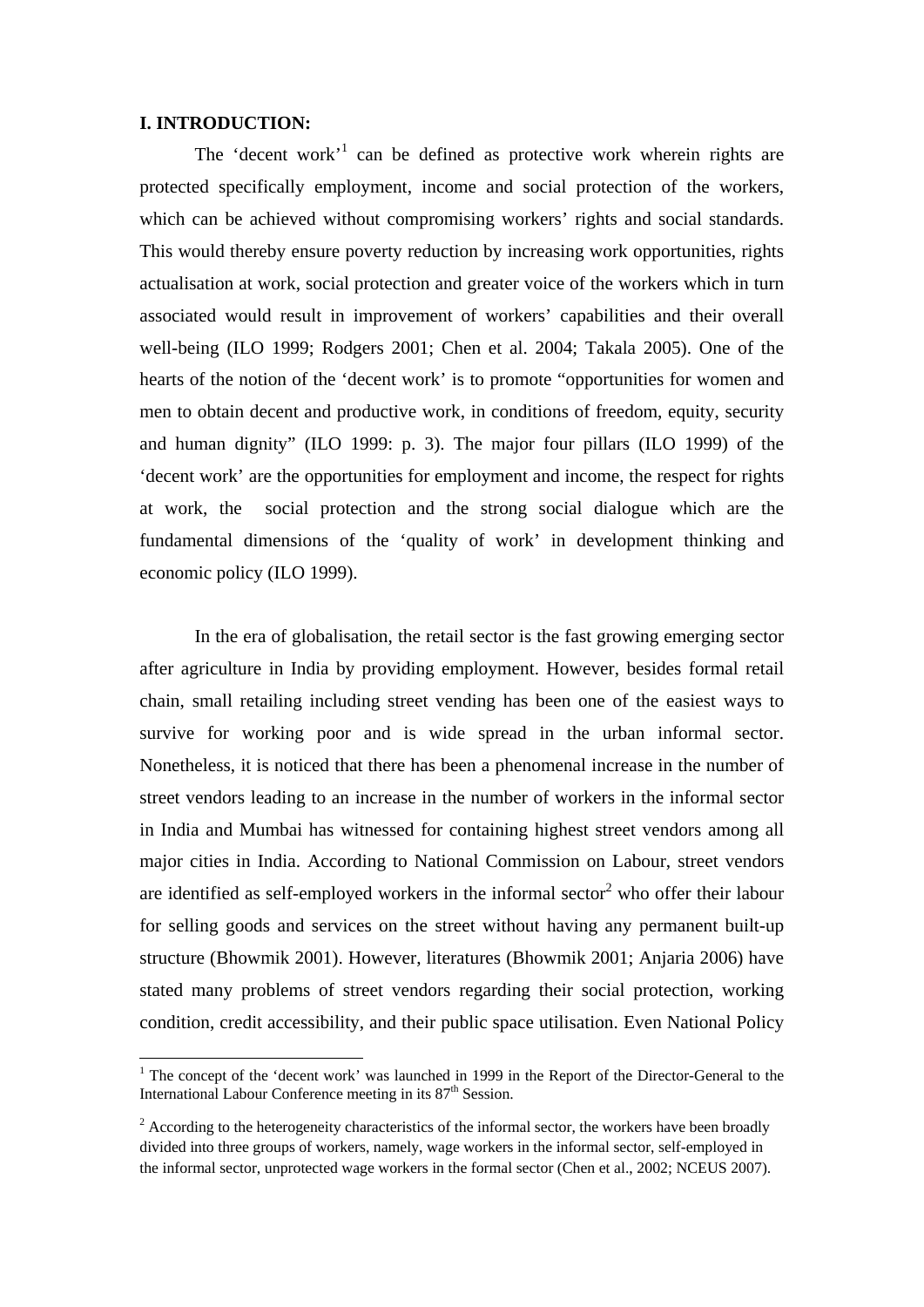## I. INTRODUCTION:

The 'decent work'[1] can be defined as protective work wherein rights are protected specifically employment, income and social protection of the workers, which can be achieved without compromising workers' rights and social standards. This would thereby ensure poverty reduction by increasing work opportunities, rights actualisation at work, social protection and greater voice of the workers which in turn associated would result in improvement of workers' capabilities and their overall well-being (ILO 1999; Rodgers 2001; Chen et al. 2004; Takala 2005). One of the hearts of the notion of the 'decent work' is to promote "opportunities for women and men to obtain decent and productive work, in conditions of freedom, equity, security and human dignity" (ILO 1999: p. 3). The major four pillars (ILO 1999) of the 'decent work' are the opportunities for employment and income, the respect for rights at work, the social protection and the strong social dialogue which are the fundamental dimensions of the 'quality of work' in development thinking and economic policy (ILO 1999).

In the era of globalisation, the retail sector is the fast growing emerging sector after agriculture in India by providing employment. However, besides formal retail chain, small retailing including street vending has been one of the easiest ways to survive for working poor and is wide spread in the urban informal sector. Nonetheless, it is noticed that there has been a phenomenal increase in the number of street vendors leading to an increase in the number of workers in the informal sector in India and Mumbai has witnessed for containing highest street vendors among all major cities in India. According to National Commission on Labour, street vendors are identified as self-employed workers in the informal sector[2] who offer their labour for selling goods and services on the street without having any permanent built-up structure (Bhowmik 2001). However, literatures (Bhowmik 2001; Anjaria 2006) have stated many problems of street vendors regarding their social protection, working condition, credit accessibility, and their public space utilisation. Even National Policy

---

[1] The concept of the 'decent work' was launched in 1999 in the Report of the Director-General to the International Labour Conference meeting in its 87th Session.

[2] According to the heterogeneity characteristics of the informal sector, the workers have been broadly divided into three groups of workers, namely, wage workers in the informal sector, self-employed in the informal sector, unprotected wage workers in the formal sector (Chen et al., 2002; NCEUS 2007).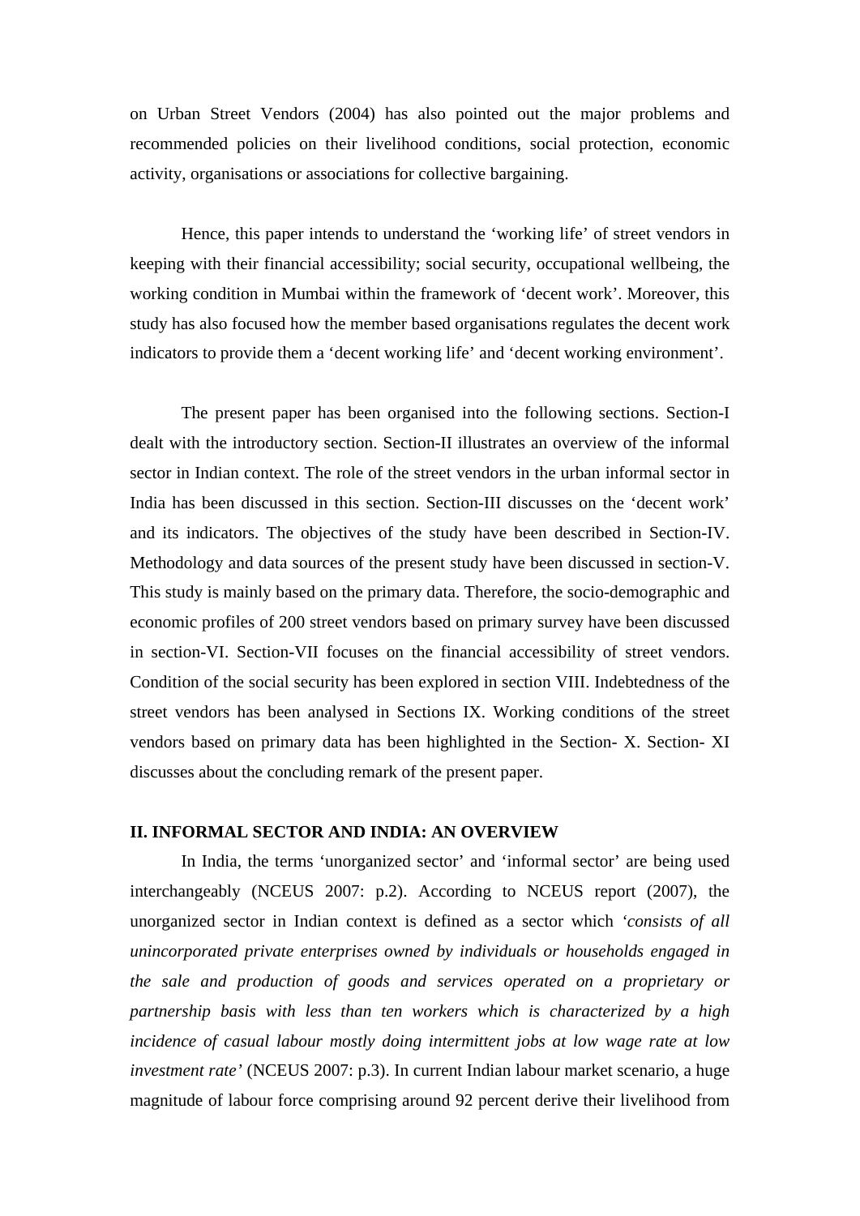on Urban Street Vendors (2004) has also pointed out the major problems and recommended policies on their livelihood conditions, social protection, economic activity, organisations or associations for collective bargaining.

Hence, this paper intends to understand the 'working life' of street vendors in keeping with their financial accessibility; social security, occupational wellbeing, the working condition in Mumbai within the framework of 'decent work'. Moreover, this study has also focused how the member based organisations regulates the decent work indicators to provide them a 'decent working life' and 'decent working environment'.

The present paper has been organised into the following sections. Section-I dealt with the introductory section. Section-II illustrates an overview of the informal sector in Indian context. The role of the street vendors in the urban informal sector in India has been discussed in this section. Section-III discusses on the 'decent work' and its indicators. The objectives of the study have been described in Section-IV. Methodology and data sources of the present study have been discussed in section-V. This study is mainly based on the primary data. Therefore, the socio-demographic and economic profiles of 200 street vendors based on primary survey have been discussed in section-VI. Section-VII focuses on the financial accessibility of street vendors. Condition of the social security has been explored in section VIII. Indebtedness of the street vendors has been analysed in Sections IX. Working conditions of the street vendors based on primary data has been highlighted in the Section- X. Section- XI discusses about the concluding remark of the present paper.

## II. INFORMAL SECTOR AND INDIA: AN OVERVIEW

In India, the terms 'unorganized sector' and 'informal sector' are being used interchangeably (NCEUS 2007: p.2). According to NCEUS report (2007), the unorganized sector in Indian context is defined as a sector which *'consists of all unincorporated private enterprises owned by individuals or households engaged in the sale and production of goods and services operated on a proprietary or partnership basis with less than ten workers which is characterized by a high incidence of casual labour mostly doing intermittent jobs at low wage rate at low investment rate'* (NCEUS 2007: p.3). In current Indian labour market scenario, a huge magnitude of labour force comprising around 92 percent derive their livelihood from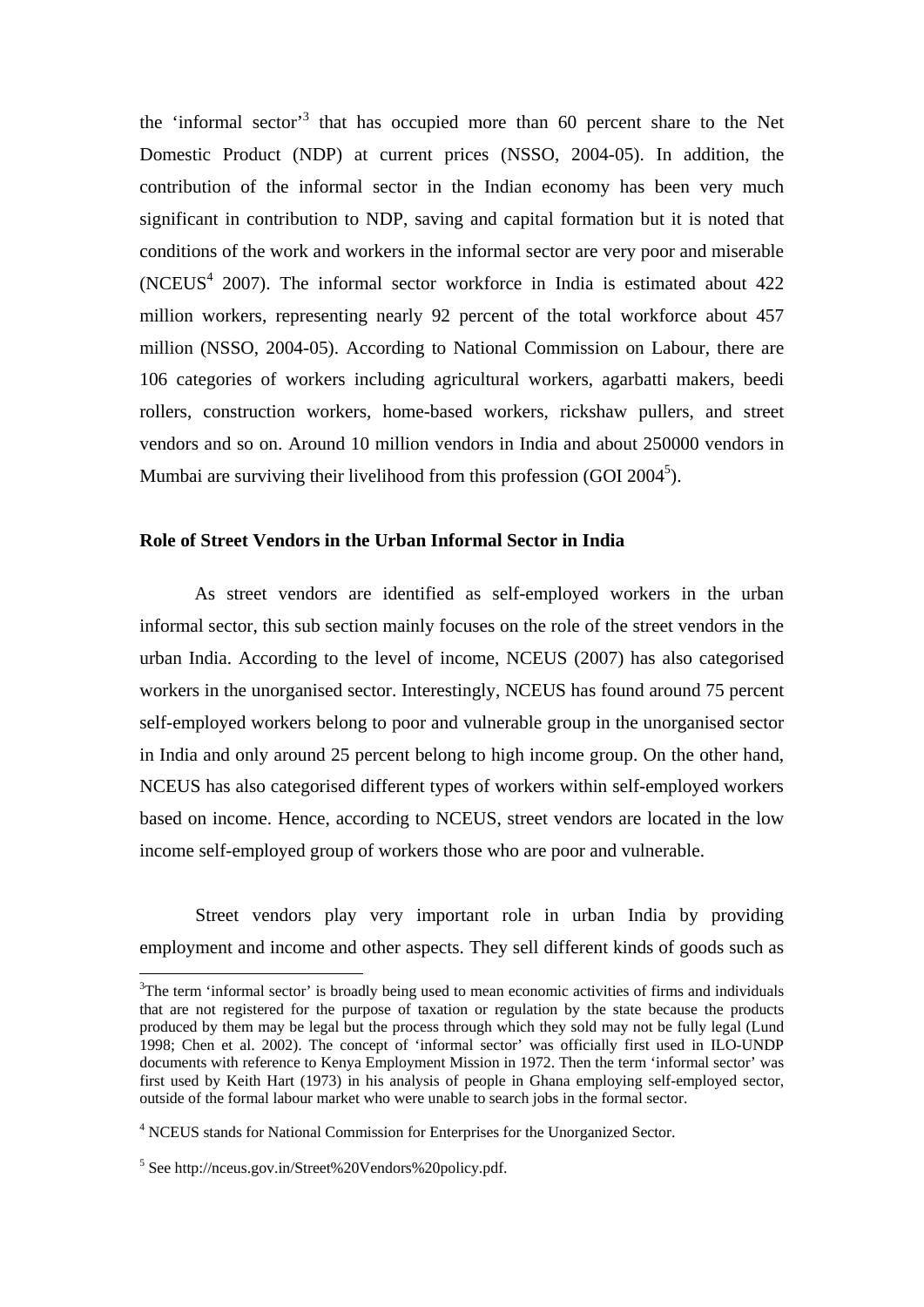the 'informal sector'[3] that has occupied more than 60 percent share to the Net Domestic Product (NDP) at current prices (NSSO, 2004-05). In addition, the contribution of the informal sector in the Indian economy has been very much significant in contribution to NDP, saving and capital formation but it is noted that conditions of the work and workers in the informal sector are very poor and miserable (NCEUS[4] 2007). The informal sector workforce in India is estimated about 422 million workers, representing nearly 92 percent of the total workforce about 457 million (NSSO, 2004-05). According to National Commission on Labour, there are 106 categories of workers including agricultural workers, agarbatti makers, beedi rollers, construction workers, home-based workers, rickshaw pullers, and street vendors and so on. Around 10 million vendors in India and about 250000 vendors in Mumbai are surviving their livelihood from this profession (GOI 2004[5]).

**Role of Street Vendors in the Urban Informal Sector in India**

As street vendors are identified as self-employed workers in the urban informal sector, this sub section mainly focuses on the role of the street vendors in the urban India. According to the level of income, NCEUS (2007) has also categorised workers in the unorganised sector. Interestingly, NCEUS has found around 75 percent self-employed workers belong to poor and vulnerable group in the unorganised sector in India and only around 25 percent belong to high income group. On the other hand, NCEUS has also categorised different types of workers within self-employed workers based on income. Hence, according to NCEUS, street vendors are located in the low income self-employed group of workers those who are poor and vulnerable.

Street vendors play very important role in urban India by providing employment and income and other aspects. They sell different kinds of goods such as

---

[3]The term 'informal sector' is broadly being used to mean economic activities of firms and individuals that are not registered for the purpose of taxation or regulation by the state because the products produced by them may be legal but the process through which they sold may not be fully legal (Lund 1998; Chen et al. 2002). The concept of 'informal sector' was officially first used in ILO-UNDP documents with reference to Kenya Employment Mission in 1972. Then the term 'informal sector' was first used by Keith Hart (1973) in his analysis of people in Ghana employing self-employed sector, outside of the formal labour market who were unable to search jobs in the formal sector.

[4] NCEUS stands for National Commission for Enterprises for the Unorganized Sector.

[5] See http://nceus.gov.in/Street%20Vendors%20policy.pdf.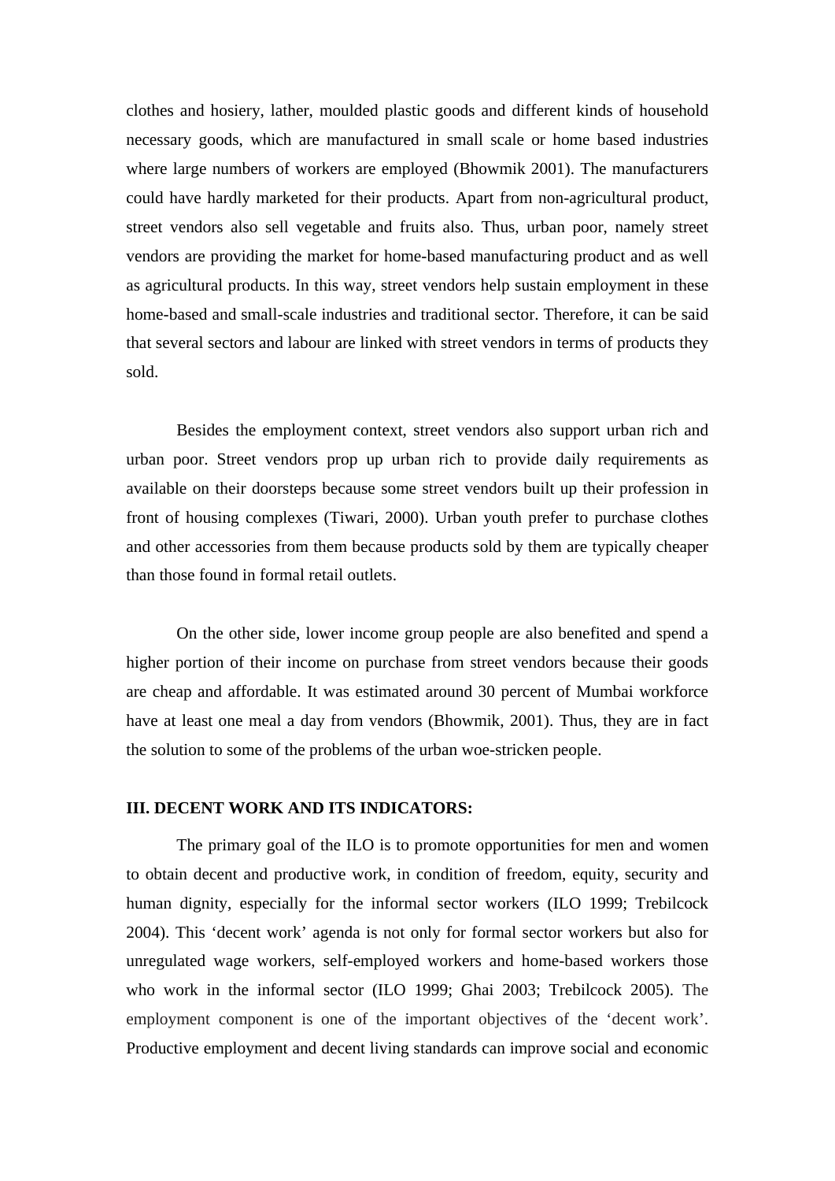clothes and hosiery, lather, moulded plastic goods and different kinds of household necessary goods, which are manufactured in small scale or home based industries where large numbers of workers are employed (Bhowmik 2001). The manufacturers could have hardly marketed for their products. Apart from non-agricultural product, street vendors also sell vegetable and fruits also. Thus, urban poor, namely street vendors are providing the market for home-based manufacturing product and as well as agricultural products. In this way, street vendors help sustain employment in these home-based and small-scale industries and traditional sector. Therefore, it can be said that several sectors and labour are linked with street vendors in terms of products they sold.

Besides the employment context, street vendors also support urban rich and urban poor. Street vendors prop up urban rich to provide daily requirements as available on their doorsteps because some street vendors built up their profession in front of housing complexes (Tiwari, 2000). Urban youth prefer to purchase clothes and other accessories from them because products sold by them are typically cheaper than those found in formal retail outlets.

On the other side, lower income group people are also benefited and spend a higher portion of their income on purchase from street vendors because their goods are cheap and affordable. It was estimated around 30 percent of Mumbai workforce have at least one meal a day from vendors (Bhowmik, 2001). Thus, they are in fact the solution to some of the problems of the urban woe-stricken people.

## III. DECENT WORK AND ITS INDICATORS:

The primary goal of the ILO is to promote opportunities for men and women to obtain decent and productive work, in condition of freedom, equity, security and human dignity, especially for the informal sector workers (ILO 1999; Trebilcock 2004). This 'decent work' agenda is not only for formal sector workers but also for unregulated wage workers, self-employed workers and home-based workers those who work in the informal sector (ILO 1999; Ghai 2003; Trebilcock 2005). The employment component is one of the important objectives of the 'decent work'. Productive employment and decent living standards can improve social and economic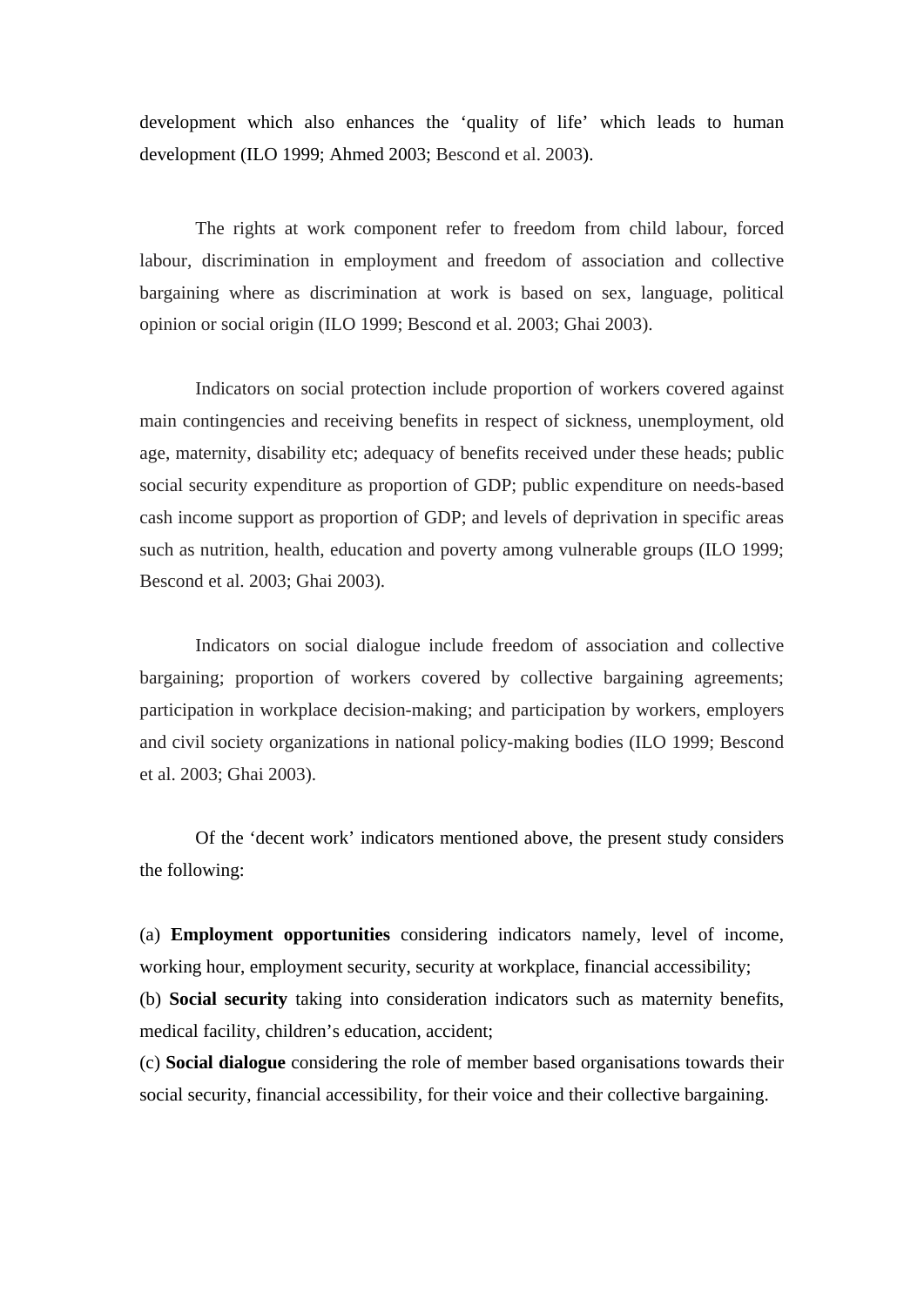development which also enhances the 'quality of life' which leads to human development (ILO 1999; Ahmed 2003; Bescond et al. 2003).

The rights at work component refer to freedom from child labour, forced labour, discrimination in employment and freedom of association and collective bargaining where as discrimination at work is based on sex, language, political opinion or social origin (ILO 1999; Bescond et al. 2003; Ghai 2003).

Indicators on social protection include proportion of workers covered against main contingencies and receiving benefits in respect of sickness, unemployment, old age, maternity, disability etc; adequacy of benefits received under these heads; public social security expenditure as proportion of GDP; public expenditure on needs-based cash income support as proportion of GDP; and levels of deprivation in specific areas such as nutrition, health, education and poverty among vulnerable groups (ILO 1999; Bescond et al. 2003; Ghai 2003).

Indicators on social dialogue include freedom of association and collective bargaining; proportion of workers covered by collective bargaining agreements; participation in workplace decision-making; and participation by workers, employers and civil society organizations in national policy-making bodies (ILO 1999; Bescond et al. 2003; Ghai 2003).

Of the 'decent work' indicators mentioned above, the present study considers the following:

(a) **Employment opportunities** considering indicators namely, level of income, working hour, employment security, security at workplace, financial accessibility;
(b) **Social security** taking into consideration indicators such as maternity benefits, medical facility, children's education, accident;
(c) **Social dialogue** considering the role of member based organisations towards their social security, financial accessibility, for their voice and their collective bargaining.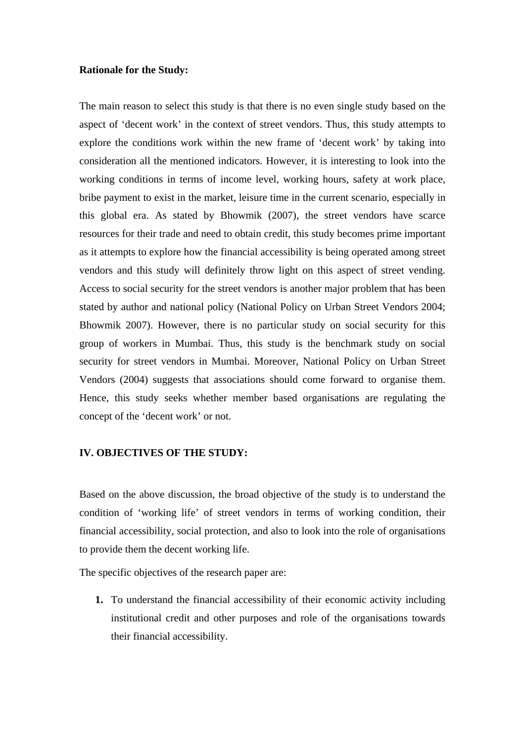**Rationale for the Study:**

The main reason to select this study is that there is no even single study based on the aspect of 'decent work' in the context of street vendors. Thus, this study attempts to explore the conditions work within the new frame of 'decent work' by taking into consideration all the mentioned indicators. However, it is interesting to look into the working conditions in terms of income level, working hours, safety at work place, bribe payment to exist in the market, leisure time in the current scenario, especially in this global era. As stated by Bhowmik (2007), the street vendors have scarce resources for their trade and need to obtain credit, this study becomes prime important as it attempts to explore how the financial accessibility is being operated among street vendors and this study will definitely throw light on this aspect of street vending. Access to social security for the street vendors is another major problem that has been stated by author and national policy (National Policy on Urban Street Vendors 2004; Bhowmik 2007). However, there is no particular study on social security for this group of workers in Mumbai. Thus, this study is the benchmark study on social security for street vendors in Mumbai. Moreover, National Policy on Urban Street Vendors (2004) suggests that associations should come forward to organise them. Hence, this study seeks whether member based organisations are regulating the concept of the 'decent work' or not.

## IV. OBJECTIVES OF THE STUDY:

Based on the above discussion, the broad objective of the study is to understand the condition of 'working life' of street vendors in terms of working condition, their financial accessibility, social protection, and also to look into the role of organisations to provide them the decent working life.

The specific objectives of the research paper are:

1. To understand the financial accessibility of their economic activity including institutional credit and other purposes and role of the organisations towards their financial accessibility.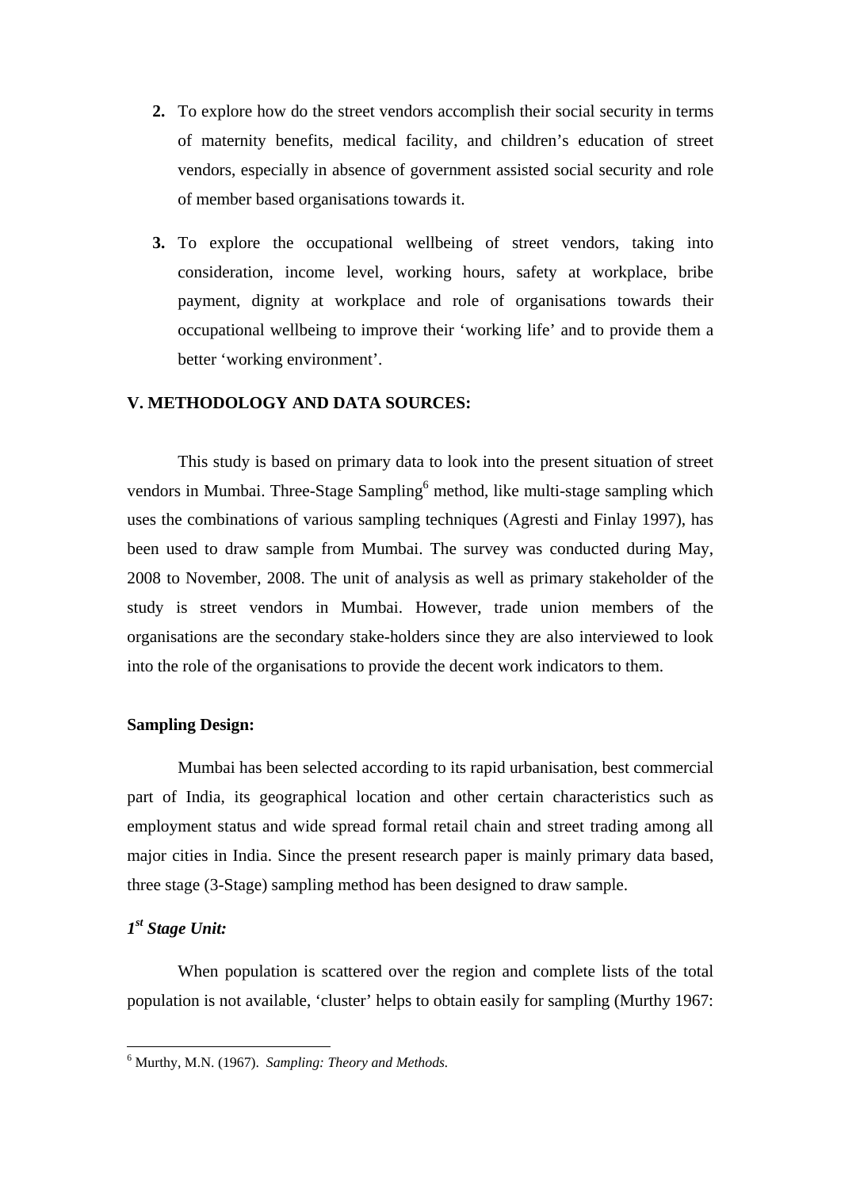2. To explore how do the street vendors accomplish their social security in terms of maternity benefits, medical facility, and children's education of street vendors, especially in absence of government assisted social security and role of member based organisations towards it.

3. To explore the occupational wellbeing of street vendors, taking into consideration, income level, working hours, safety at workplace, bribe payment, dignity at workplace and role of organisations towards their occupational wellbeing to improve their 'working life' and to provide them a better 'working environment'.

## V. METHODOLOGY AND DATA SOURCES:

This study is based on primary data to look into the present situation of street vendors in Mumbai. Three-Stage Sampling[6] method, like multi-stage sampling which uses the combinations of various sampling techniques (Agresti and Finlay 1997), has been used to draw sample from Mumbai. The survey was conducted during May, 2008 to November, 2008. The unit of analysis as well as primary stakeholder of the study is street vendors in Mumbai. However, trade union members of the organisations are the secondary stake-holders since they are also interviewed to look into the role of the organisations to provide the decent work indicators to them.

**Sampling Design:**

Mumbai has been selected according to its rapid urbanisation, best commercial part of India, its geographical location and other certain characteristics such as employment status and wide spread formal retail chain and street trading among all major cities in India. Since the present research paper is mainly primary data based, three stage (3-Stage) sampling method has been designed to draw sample.

***1st Stage Unit:***

When population is scattered over the region and complete lists of the total population is not available, 'cluster' helps to obtain easily for sampling (Murthy 1967:

---

[6] Murthy, M.N. (1967). *Sampling: Theory and Methods.*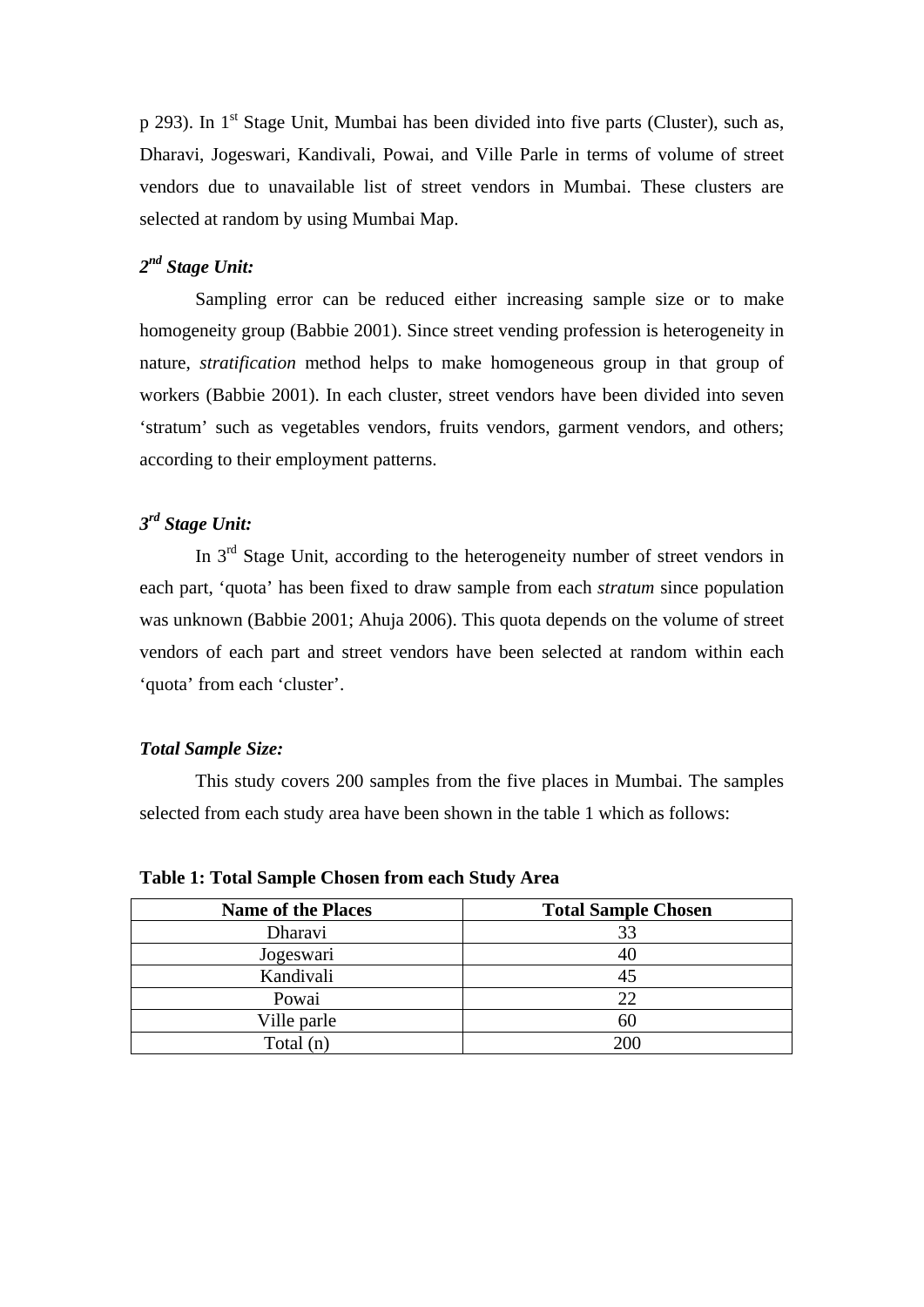p 293). In 1st Stage Unit, Mumbai has been divided into five parts (Cluster), such as, Dharavi, Jogeswari, Kandivali, Powai, and Ville Parle in terms of volume of street vendors due to unavailable list of street vendors in Mumbai. These clusters are selected at random by using Mumbai Map.

***2nd Stage Unit:***

Sampling error can be reduced either increasing sample size or to make homogeneity group (Babbie 2001). Since street vending profession is heterogeneity in nature, *stratification* method helps to make homogeneous group in that group of workers (Babbie 2001). In each cluster, street vendors have been divided into seven 'stratum' such as vegetables vendors, fruits vendors, garment vendors, and others; according to their employment patterns.

***3rd Stage Unit:***

In 3rd Stage Unit, according to the heterogeneity number of street vendors in each part, 'quota' has been fixed to draw sample from each *stratum* since population was unknown (Babbie 2001; Ahuja 2006). This quota depends on the volume of street vendors of each part and street vendors have been selected at random within each 'quota' from each 'cluster'.

***Total Sample Size:***

This study covers 200 samples from the five places in Mumbai. The samples selected from each study area have been shown in the table 1 which as follows:

**Table 1: Total Sample Chosen from each Study Area**

| Name of the Places | Total Sample Chosen |
|---|---|
| Dharavi | 33 |
| Jogeswari | 40 |
| Kandivali | 45 |
| Powai | 22 |
| Ville parle | 60 |
| Total (n) | 200 |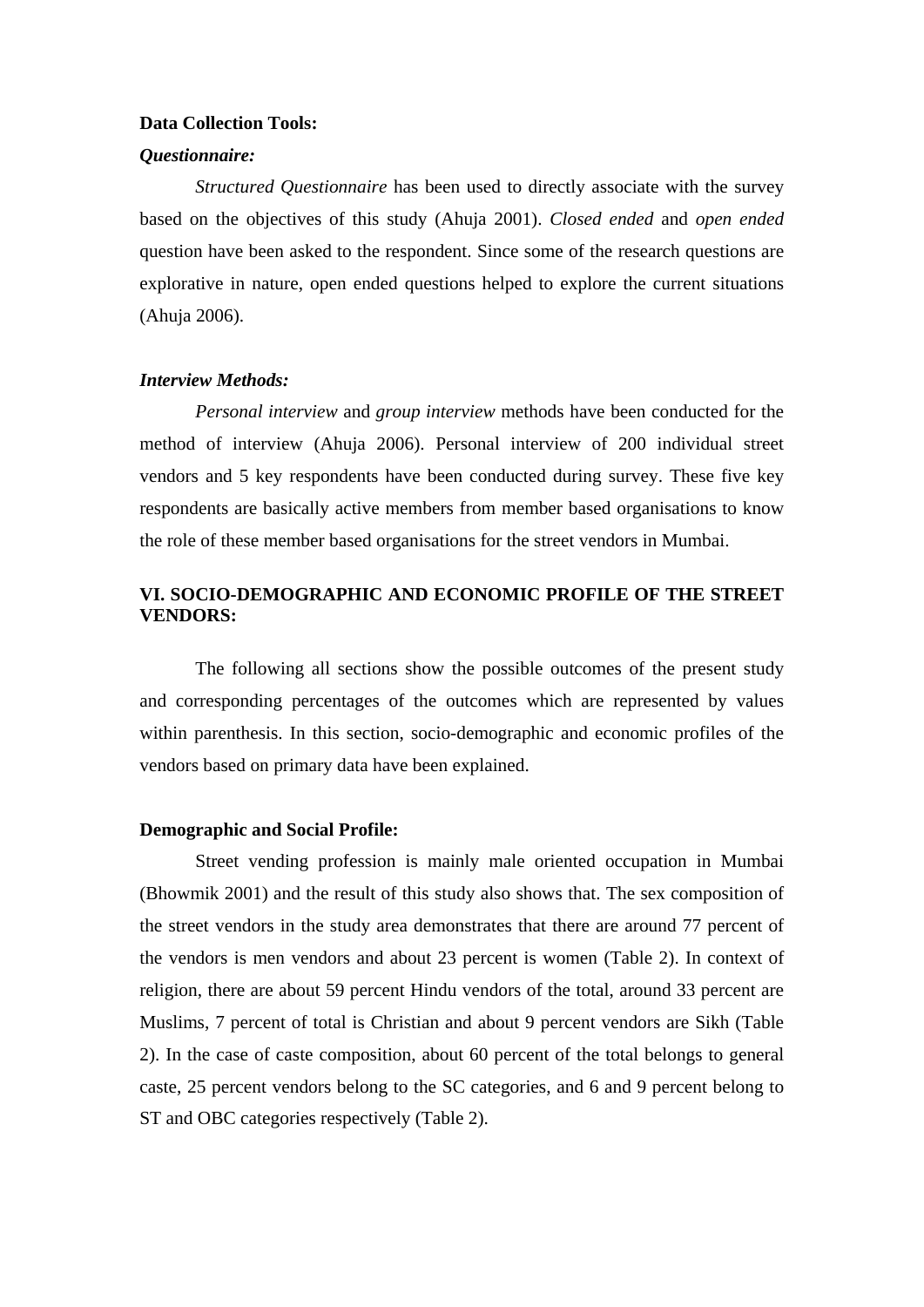**Data Collection Tools:**

***Questionnaire:***

*Structured Questionnaire* has been used to directly associate with the survey based on the objectives of this study (Ahuja 2001). *Closed ended* and *open ended* question have been asked to the respondent. Since some of the research questions are explorative in nature, open ended questions helped to explore the current situations (Ahuja 2006).

***Interview Methods:***

*Personal interview* and *group interview* methods have been conducted for the method of interview (Ahuja 2006). Personal interview of 200 individual street vendors and 5 key respondents have been conducted during survey. These five key respondents are basically active members from member based organisations to know the role of these member based organisations for the street vendors in Mumbai.

## VI. SOCIO-DEMOGRAPHIC AND ECONOMIC PROFILE OF THE STREET VENDORS:

The following all sections show the possible outcomes of the present study and corresponding percentages of the outcomes which are represented by values within parenthesis. In this section, socio-demographic and economic profiles of the vendors based on primary data have been explained.

**Demographic and Social Profile:**

Street vending profession is mainly male oriented occupation in Mumbai (Bhowmik 2001) and the result of this study also shows that. The sex composition of the street vendors in the study area demonstrates that there are around 77 percent of the vendors is men vendors and about 23 percent is women (Table 2). In context of religion, there are about 59 percent Hindu vendors of the total, around 33 percent are Muslims, 7 percent of total is Christian and about 9 percent vendors are Sikh (Table 2). In the case of caste composition, about 60 percent of the total belongs to general caste, 25 percent vendors belong to the SC categories, and 6 and 9 percent belong to ST and OBC categories respectively (Table 2).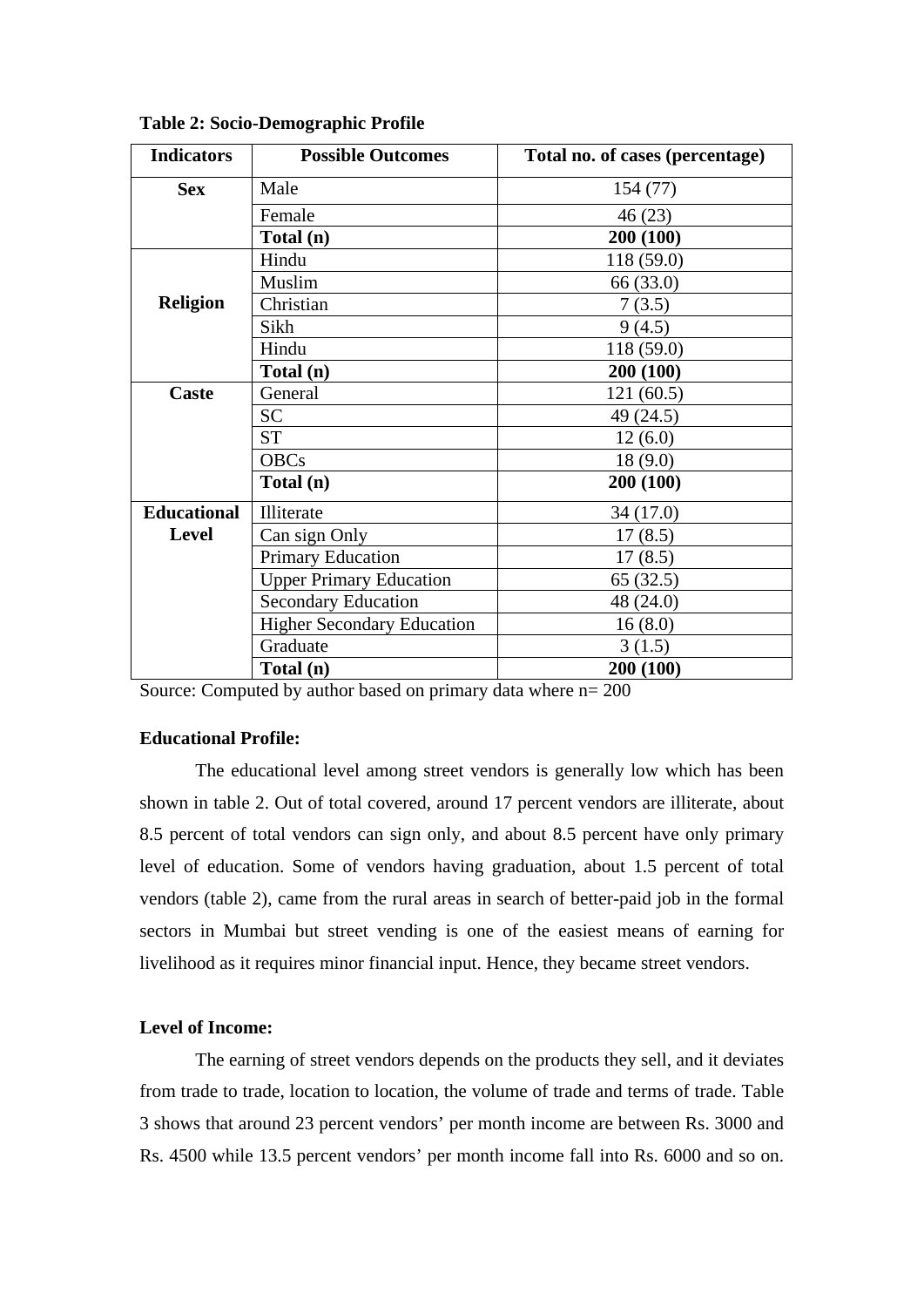**Table 2: Socio-Demographic Profile**

| Indicators | Possible Outcomes | Total no. of cases (percentage) |
|---|---|---|
| **Sex** | Male | 154 (77) |
| | Female | 46 (23) |
| | **Total (n)** | **200 (100)** |
| **Religion** | Hindu | 118 (59.0) |
| | Muslim | 66 (33.0) |
| | Christian | 7 (3.5) |
| | Sikh | 9 (4.5) |
| | Hindu | 118 (59.0) |
| | **Total (n)** | **200 (100)** |
| **Caste** | General | 121 (60.5) |
| | SC | 49 (24.5) |
| | ST | 12 (6.0) |
| | OBCs | 18 (9.0) |
| | **Total (n)** | **200 (100)** |
| **Educational Level** | Illiterate | 34 (17.0) |
| | Can sign Only | 17 (8.5) |
| | Primary Education | 17 (8.5) |
| | Upper Primary Education | 65 (32.5) |
| | Secondary Education | 48 (24.0) |
| | Higher Secondary Education | 16 (8.0) |
| | Graduate | 3 (1.5) |
| | **Total (n)** | **200 (100)** |

Source: Computed by author based on primary data where n= 200

**Educational Profile:**

The educational level among street vendors is generally low which has been shown in table 2. Out of total covered, around 17 percent vendors are illiterate, about 8.5 percent of total vendors can sign only, and about 8.5 percent have only primary level of education. Some of vendors having graduation, about 1.5 percent of total vendors (table 2), came from the rural areas in search of better-paid job in the formal sectors in Mumbai but street vending is one of the easiest means of earning for livelihood as it requires minor financial input. Hence, they became street vendors.

**Level of Income:**

The earning of street vendors depends on the products they sell, and it deviates from trade to trade, location to location, the volume of trade and terms of trade. Table 3 shows that around 23 percent vendors' per month income are between Rs. 3000 and Rs. 4500 while 13.5 percent vendors' per month income fall into Rs. 6000 and so on.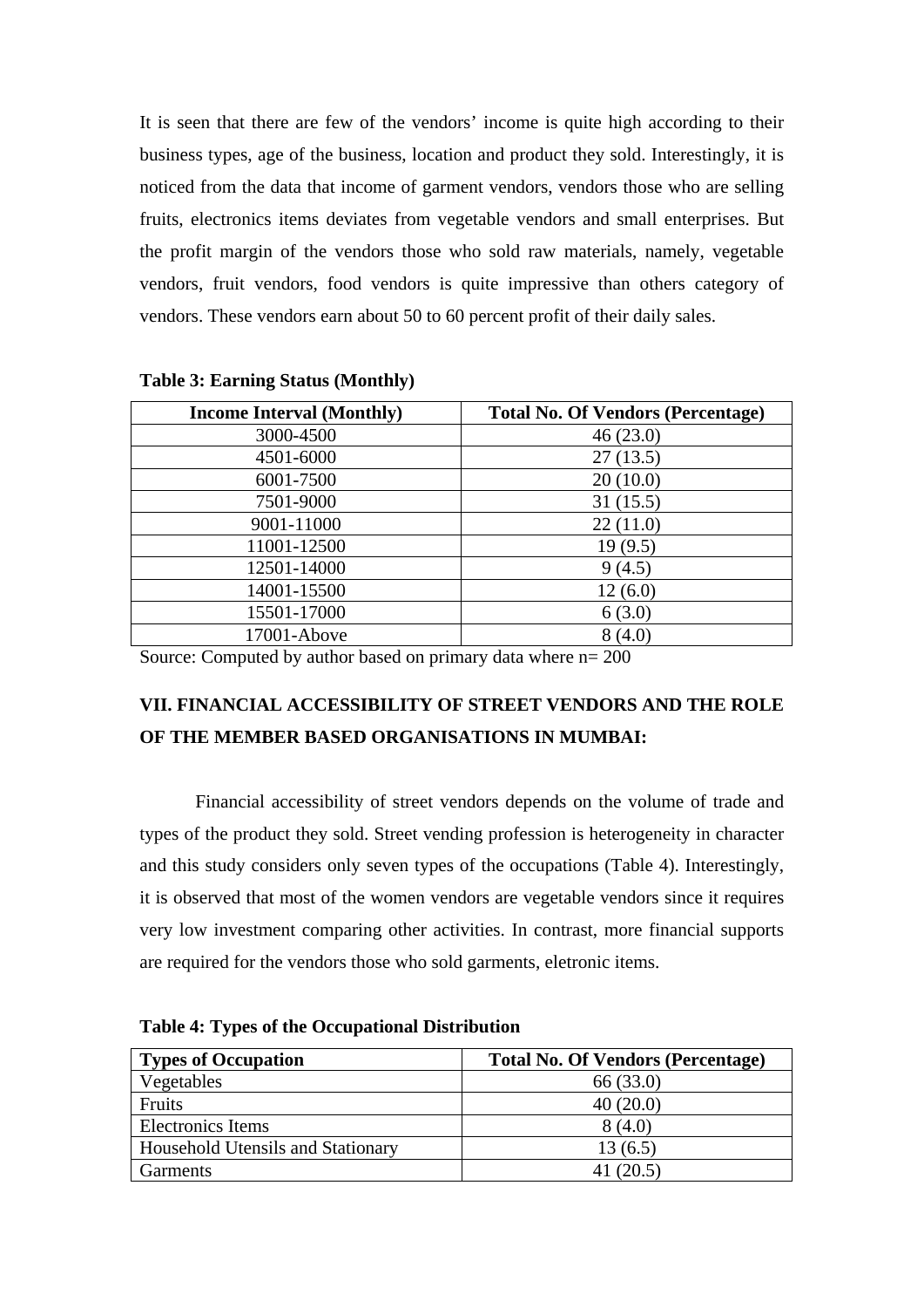It is seen that there are few of the vendors' income is quite high according to their business types, age of the business, location and product they sold. Interestingly, it is noticed from the data that income of garment vendors, vendors those who are selling fruits, electronics items deviates from vegetable vendors and small enterprises. But the profit margin of the vendors those who sold raw materials, namely, vegetable vendors, fruit vendors, food vendors is quite impressive than others category of vendors. These vendors earn about 50 to 60 percent profit of their daily sales.

**Table 3: Earning Status (Monthly)**

| Income Interval (Monthly) | Total No. Of Vendors (Percentage) |
|---|---|
| 3000-4500 | 46 (23.0) |
| 4501-6000 | 27 (13.5) |
| 6001-7500 | 20 (10.0) |
| 7501-9000 | 31 (15.5) |
| 9001-11000 | 22 (11.0) |
| 11001-12500 | 19 (9.5) |
| 12501-14000 | 9 (4.5) |
| 14001-15500 | 12 (6.0) |
| 15501-17000 | 6 (3.0) |
| 17001-Above | 8 (4.0) |

Source: Computed by author based on primary data where n= 200

## VII. FINANCIAL ACCESSIBILITY OF STREET VENDORS AND THE ROLE OF THE MEMBER BASED ORGANISATIONS IN MUMBAI:

Financial accessibility of street vendors depends on the volume of trade and types of the product they sold. Street vending profession is heterogeneity in character and this study considers only seven types of the occupations (Table 4). Interestingly, it is observed that most of the women vendors are vegetable vendors since it requires very low investment comparing other activities. In contrast, more financial supports are required for the vendors those who sold garments, eletronic items.

**Table 4: Types of the Occupational Distribution**

| Types of Occupation | Total No. Of Vendors (Percentage) |
|---|---|
| Vegetables | 66 (33.0) |
| Fruits | 40 (20.0) |
| Electronics Items | 8 (4.0) |
| Household Utensils and Stationary | 13 (6.5) |
| Garments | 41 (20.5) |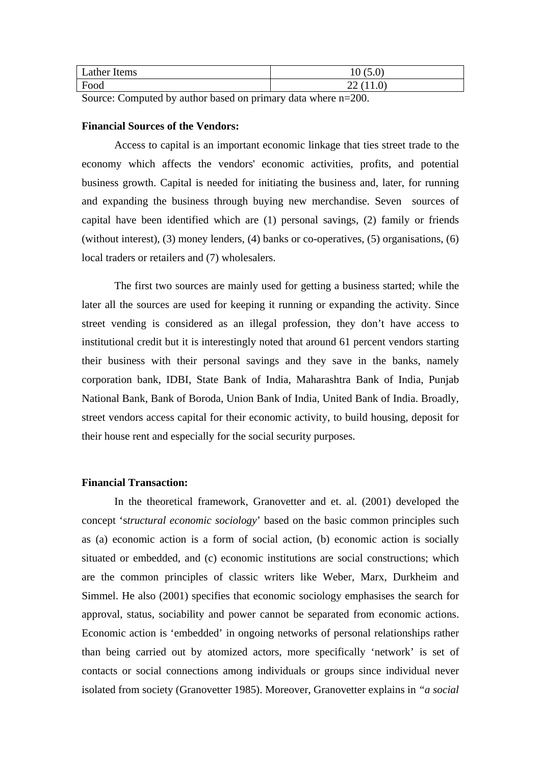| | |
|---|---|
| Lather Items | 10 (5.0) |
| Food | 22 (11.0) |

Source: Computed by author based on primary data where n=200.

**Financial Sources of the Vendors:**

Access to capital is an important economic linkage that ties street trade to the economy which affects the vendors' economic activities, profits, and potential business growth. Capital is needed for initiating the business and, later, for running and expanding the business through buying new merchandise. Seven sources of capital have been identified which are (1) personal savings, (2) family or friends (without interest), (3) money lenders, (4) banks or co-operatives, (5) organisations, (6) local traders or retailers and (7) wholesalers.

The first two sources are mainly used for getting a business started; while the later all the sources are used for keeping it running or expanding the activity. Since street vending is considered as an illegal profession, they don't have access to institutional credit but it is interestingly noted that around 61 percent vendors starting their business with their personal savings and they save in the banks, namely corporation bank, IDBI, State Bank of India, Maharashtra Bank of India, Punjab National Bank, Bank of Boroda, Union Bank of India, United Bank of India. Broadly, street vendors access capital for their economic activity, to build housing, deposit for their house rent and especially for the social security purposes.

**Financial Transaction:**

In the theoretical framework, Granovetter and et. al. (2001) developed the concept 's*tructural economic sociology*' based on the basic common principles such as (a) economic action is a form of social action, (b) economic action is socially situated or embedded, and (c) economic institutions are social constructions; which are the common principles of classic writers like Weber, Marx, Durkheim and Simmel. He also (2001) specifies that economic sociology emphasises the search for approval, status, sociability and power cannot be separated from economic actions. Economic action is 'embedded' in ongoing networks of personal relationships rather than being carried out by atomized actors, more specifically 'network' is set of contacts or social connections among individuals or groups since individual never isolated from society (Granovetter 1985). Moreover, Granovetter explains in *"a social*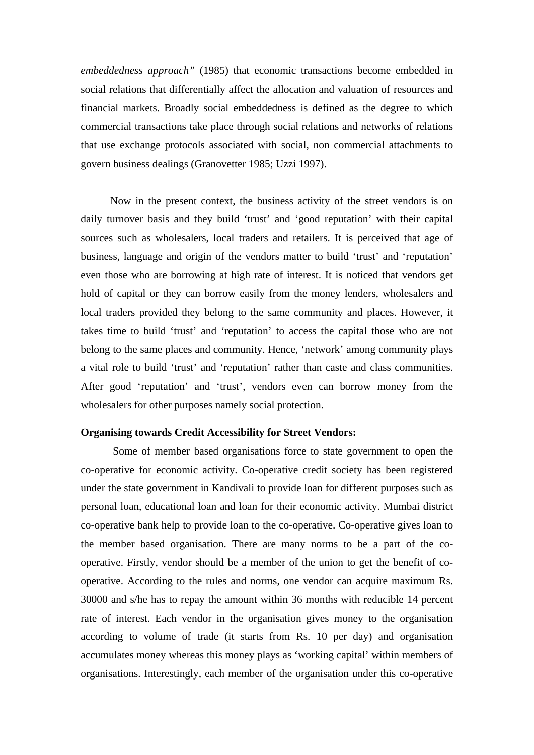*embeddedness approach"* (1985) that economic transactions become embedded in social relations that differentially affect the allocation and valuation of resources and financial markets. Broadly social embeddedness is defined as the degree to which commercial transactions take place through social relations and networks of relations that use exchange protocols associated with social, non commercial attachments to govern business dealings (Granovetter 1985; Uzzi 1997).

Now in the present context, the business activity of the street vendors is on daily turnover basis and they build 'trust' and 'good reputation' with their capital sources such as wholesalers, local traders and retailers. It is perceived that age of business, language and origin of the vendors matter to build 'trust' and 'reputation' even those who are borrowing at high rate of interest. It is noticed that vendors get hold of capital or they can borrow easily from the money lenders, wholesalers and local traders provided they belong to the same community and places. However, it takes time to build 'trust' and 'reputation' to access the capital those who are not belong to the same places and community. Hence, 'network' among community plays a vital role to build 'trust' and 'reputation' rather than caste and class communities. After good 'reputation' and 'trust', vendors even can borrow money from the wholesalers for other purposes namely social protection.

**Organising towards Credit Accessibility for Street Vendors:**

Some of member based organisations force to state government to open the co-operative for economic activity. Co-operative credit society has been registered under the state government in Kandivali to provide loan for different purposes such as personal loan, educational loan and loan for their economic activity. Mumbai district co-operative bank help to provide loan to the co-operative. Co-operative gives loan to the member based organisation. There are many norms to be a part of the co-operative. Firstly, vendor should be a member of the union to get the benefit of co-operative. According to the rules and norms, one vendor can acquire maximum Rs. 30000 and s/he has to repay the amount within 36 months with reducible 14 percent rate of interest. Each vendor in the organisation gives money to the organisation according to volume of trade (it starts from Rs. 10 per day) and organisation accumulates money whereas this money plays as 'working capital' within members of organisations. Interestingly, each member of the organisation under this co-operative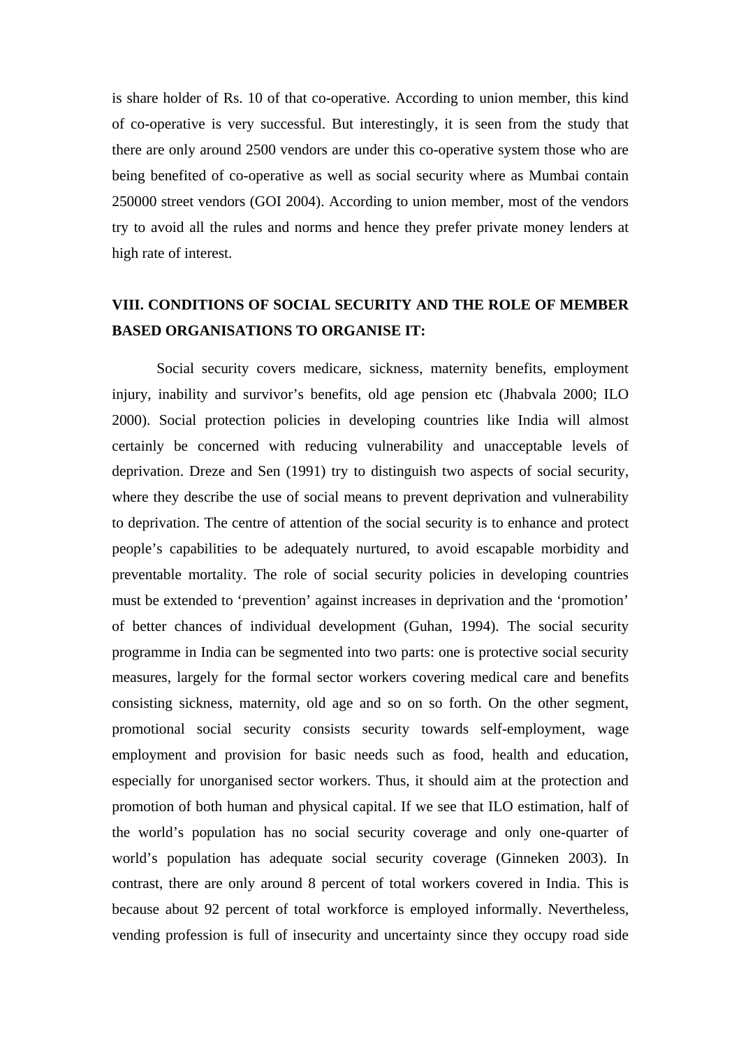is share holder of Rs. 10 of that co-operative. According to union member, this kind of co-operative is very successful. But interestingly, it is seen from the study that there are only around 2500 vendors are under this co-operative system those who are being benefited of co-operative as well as social security where as Mumbai contain 250000 street vendors (GOI 2004). According to union member, most of the vendors try to avoid all the rules and norms and hence they prefer private money lenders at high rate of interest.

## VIII. CONDITIONS OF SOCIAL SECURITY AND THE ROLE OF MEMBER BASED ORGANISATIONS TO ORGANISE IT:

Social security covers medicare, sickness, maternity benefits, employment injury, inability and survivor's benefits, old age pension etc (Jhabvala 2000; ILO 2000). Social protection policies in developing countries like India will almost certainly be concerned with reducing vulnerability and unacceptable levels of deprivation. Dreze and Sen (1991) try to distinguish two aspects of social security, where they describe the use of social means to prevent deprivation and vulnerability to deprivation. The centre of attention of the social security is to enhance and protect people's capabilities to be adequately nurtured, to avoid escapable morbidity and preventable mortality. The role of social security policies in developing countries must be extended to 'prevention' against increases in deprivation and the 'promotion' of better chances of individual development (Guhan, 1994). The social security programme in India can be segmented into two parts: one is protective social security measures, largely for the formal sector workers covering medical care and benefits consisting sickness, maternity, old age and so on so forth. On the other segment, promotional social security consists security towards self-employment, wage employment and provision for basic needs such as food, health and education, especially for unorganised sector workers. Thus, it should aim at the protection and promotion of both human and physical capital. If we see that ILO estimation, half of the world's population has no social security coverage and only one-quarter of world's population has adequate social security coverage (Ginneken 2003). In contrast, there are only around 8 percent of total workers covered in India. This is because about 92 percent of total workforce is employed informally. Nevertheless, vending profession is full of insecurity and uncertainty since they occupy road side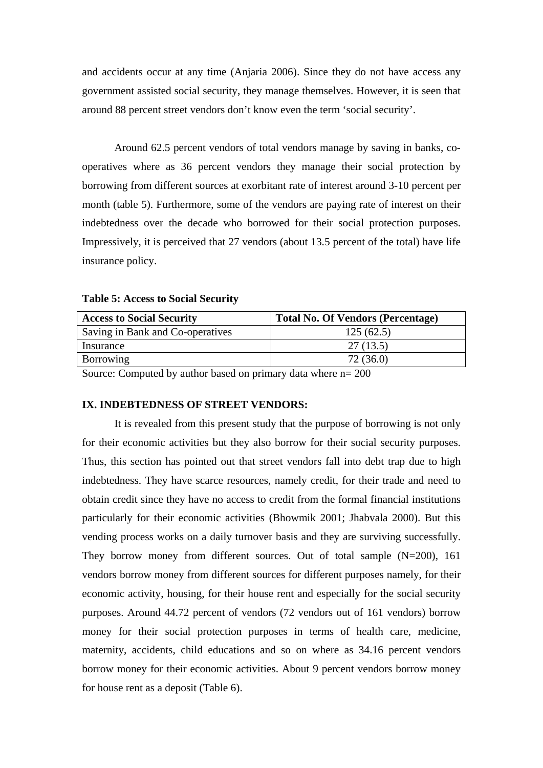and accidents occur at any time (Anjaria 2006). Since they do not have access any government assisted social security, they manage themselves. However, it is seen that around 88 percent street vendors don't know even the term 'social security'.

Around 62.5 percent vendors of total vendors manage by saving in banks, co-operatives where as 36 percent vendors they manage their social protection by borrowing from different sources at exorbitant rate of interest around 3-10 percent per month (table 5). Furthermore, some of the vendors are paying rate of interest on their indebtedness over the decade who borrowed for their social protection purposes. Impressively, it is perceived that 27 vendors (about 13.5 percent of the total) have life insurance policy.

**Table 5: Access to Social Security**

| Access to Social Security | Total No. Of Vendors (Percentage) |
|---|---|
| Saving in Bank and Co-operatives | 125 (62.5) |
| Insurance | 27 (13.5) |
| Borrowing | 72 (36.0) |

Source: Computed by author based on primary data where n= 200

## IX. INDEBTEDNESS OF STREET VENDORS:

It is revealed from this present study that the purpose of borrowing is not only for their economic activities but they also borrow for their social security purposes. Thus, this section has pointed out that street vendors fall into debt trap due to high indebtedness. They have scarce resources, namely credit, for their trade and need to obtain credit since they have no access to credit from the formal financial institutions particularly for their economic activities (Bhowmik 2001; Jhabvala 2000). But this vending process works on a daily turnover basis and they are surviving successfully. They borrow money from different sources. Out of total sample (N=200), 161 vendors borrow money from different sources for different purposes namely, for their economic activity, housing, for their house rent and especially for the social security purposes. Around 44.72 percent of vendors (72 vendors out of 161 vendors) borrow money for their social protection purposes in terms of health care, medicine, maternity, accidents, child educations and so on where as 34.16 percent vendors borrow money for their economic activities. About 9 percent vendors borrow money for house rent as a deposit (Table 6).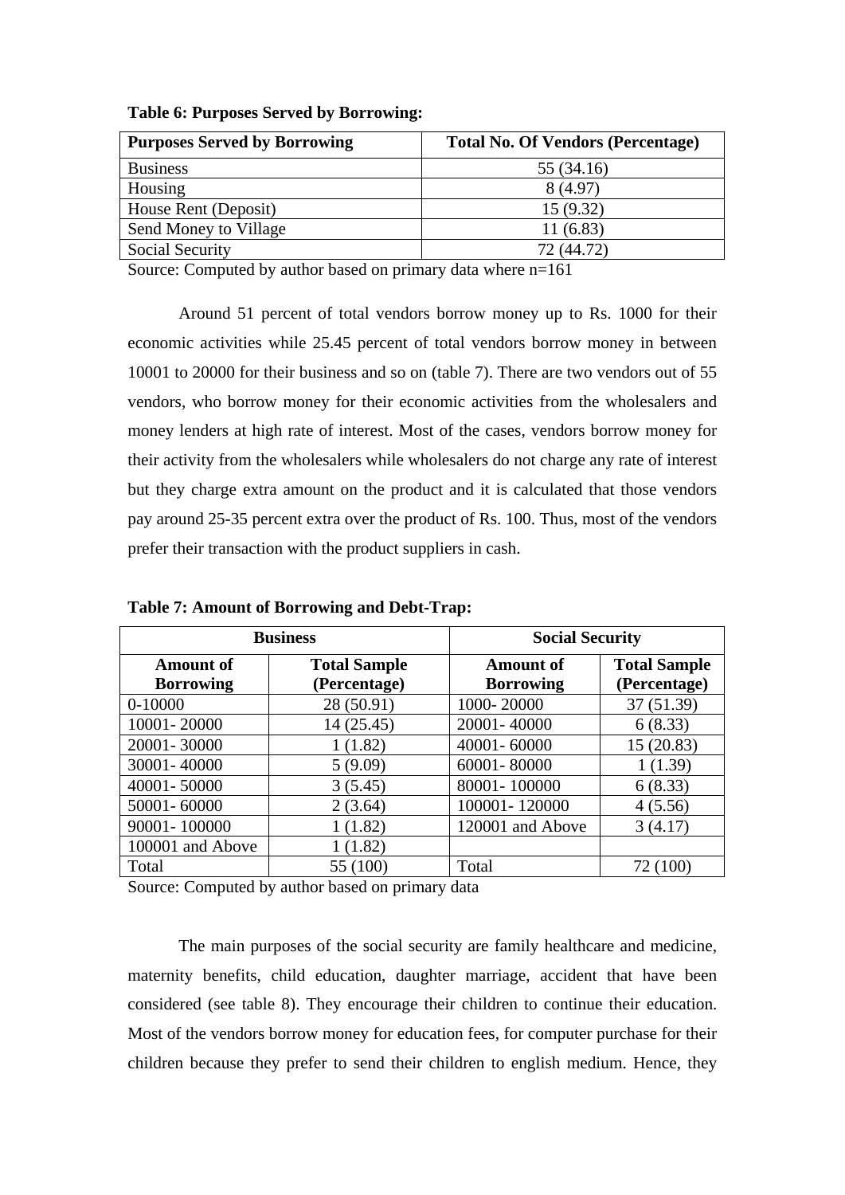**Table 6: Purposes Served by Borrowing:**

| Purposes Served by Borrowing | Total No. Of Vendors (Percentage) |
|---|---|
| Business | 55 (34.16) |
| Housing | 8 (4.97) |
| House Rent (Deposit) | 15 (9.32) |
| Send Money to Village | 11 (6.83) |
| Social Security | 72 (44.72) |

Source: Computed by author based on primary data where n=161

Around 51 percent of total vendors borrow money up to Rs. 1000 for their economic activities while 25.45 percent of total vendors borrow money in between 10001 to 20000 for their business and so on (table 7). There are two vendors out of 55 vendors, who borrow money for their economic activities from the wholesalers and money lenders at high rate of interest. Most of the cases, vendors borrow money for their activity from the wholesalers while wholesalers do not charge any rate of interest but they charge extra amount on the product and it is calculated that those vendors pay around 25-35 percent extra over the product of Rs. 100. Thus, most of the vendors prefer their transaction with the product suppliers in cash.

**Table 7: Amount of Borrowing and Debt-Trap:**

| Business | | Social Security | |
|---|---|---|---|
| Amount of Borrowing | Total Sample (Percentage) | Amount of Borrowing | Total Sample (Percentage) |
| 0-10000 | 28 (50.91) | 1000- 20000 | 37 (51.39) |
| 10001- 20000 | 14 (25.45) | 20001- 40000 | 6 (8.33) |
| 20001- 30000 | 1 (1.82) | 40001- 60000 | 15 (20.83) |
| 30001- 40000 | 5 (9.09) | 60001- 80000 | 1 (1.39) |
| 40001- 50000 | 3 (5.45) | 80001- 100000 | 6 (8.33) |
| 50001- 60000 | 2 (3.64) | 100001- 120000 | 4 (5.56) |
| 90001- 100000 | 1 (1.82) | 120001 and Above | 3 (4.17) |
| 100001 and Above | 1 (1.82) | | |
| Total | 55 (100) | Total | 72 (100) |

Source: Computed by author based on primary data

The main purposes of the social security are family healthcare and medicine, maternity benefits, child education, daughter marriage, accident that have been considered (see table 8). They encourage their children to continue their education. Most of the vendors borrow money for education fees, for computer purchase for their children because they prefer to send their children to english medium. Hence, they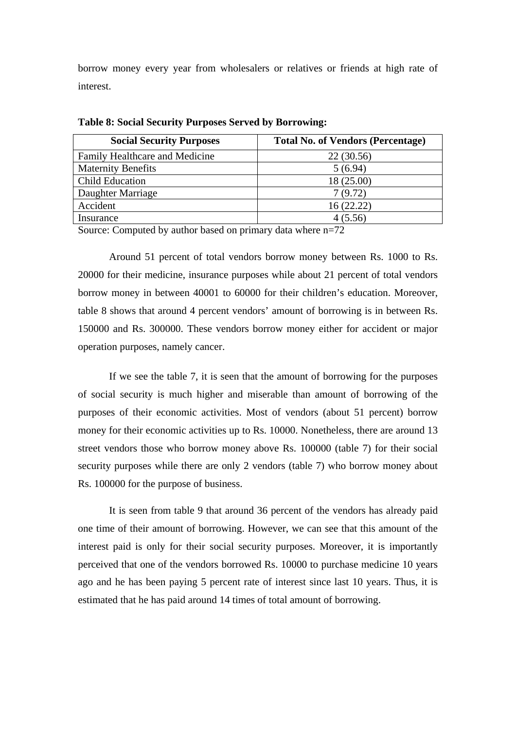borrow money every year from wholesalers or relatives or friends at high rate of interest.

**Table 8: Social Security Purposes Served by Borrowing:**

| Social Security Purposes | Total No. of Vendors (Percentage) |
|---|---|
| Family Healthcare and Medicine | 22 (30.56) |
| Maternity Benefits | 5 (6.94) |
| Child Education | 18 (25.00) |
| Daughter Marriage | 7 (9.72) |
| Accident | 16 (22.22) |
| Insurance | 4 (5.56) |

Source: Computed by author based on primary data where n=72

Around 51 percent of total vendors borrow money between Rs. 1000 to Rs. 20000 for their medicine, insurance purposes while about 21 percent of total vendors borrow money in between 40001 to 60000 for their children's education. Moreover, table 8 shows that around 4 percent vendors' amount of borrowing is in between Rs. 150000 and Rs. 300000. These vendors borrow money either for accident or major operation purposes, namely cancer.

If we see the table 7, it is seen that the amount of borrowing for the purposes of social security is much higher and miserable than amount of borrowing of the purposes of their economic activities. Most of vendors (about 51 percent) borrow money for their economic activities up to Rs. 10000. Nonetheless, there are around 13 street vendors those who borrow money above Rs. 100000 (table 7) for their social security purposes while there are only 2 vendors (table 7) who borrow money about Rs. 100000 for the purpose of business.

It is seen from table 9 that around 36 percent of the vendors has already paid one time of their amount of borrowing. However, we can see that this amount of the interest paid is only for their social security purposes. Moreover, it is importantly perceived that one of the vendors borrowed Rs. 10000 to purchase medicine 10 years ago and he has been paying 5 percent rate of interest since last 10 years. Thus, it is estimated that he has paid around 14 times of total amount of borrowing.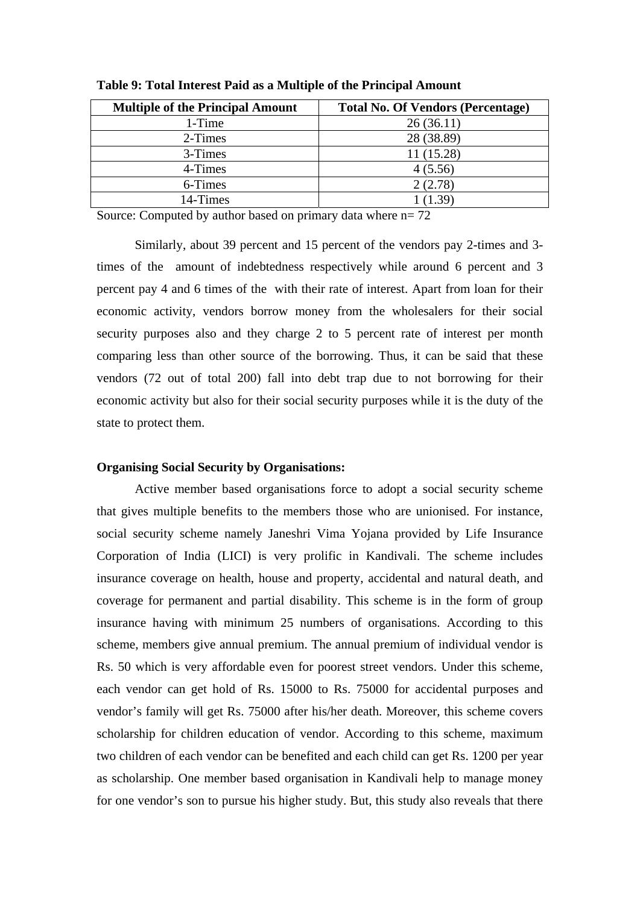**Table 9: Total Interest Paid as a Multiple of the Principal Amount**

| Multiple of the Principal Amount | Total No. Of Vendors (Percentage) |
|---|---|
| 1-Time | 26 (36.11) |
| 2-Times | 28 (38.89) |
| 3-Times | 11 (15.28) |
| 4-Times | 4 (5.56) |
| 6-Times | 2 (2.78) |
| 14-Times | 1 (1.39) |

Source: Computed by author based on primary data where n= 72

Similarly, about 39 percent and 15 percent of the vendors pay 2-times and 3-times of the amount of indebtedness respectively while around 6 percent and 3 percent pay 4 and 6 times of the with their rate of interest. Apart from loan for their economic activity, vendors borrow money from the wholesalers for their social security purposes also and they charge 2 to 5 percent rate of interest per month comparing less than other source of the borrowing. Thus, it can be said that these vendors (72 out of total 200) fall into debt trap due to not borrowing for their economic activity but also for their social security purposes while it is the duty of the state to protect them.

**Organising Social Security by Organisations:**

Active member based organisations force to adopt a social security scheme that gives multiple benefits to the members those who are unionised. For instance, social security scheme namely Janeshri Vima Yojana provided by Life Insurance Corporation of India (LICI) is very prolific in Kandivali. The scheme includes insurance coverage on health, house and property, accidental and natural death, and coverage for permanent and partial disability. This scheme is in the form of group insurance having with minimum 25 numbers of organisations. According to this scheme, members give annual premium. The annual premium of individual vendor is Rs. 50 which is very affordable even for poorest street vendors. Under this scheme, each vendor can get hold of Rs. 15000 to Rs. 75000 for accidental purposes and vendor's family will get Rs. 75000 after his/her death. Moreover, this scheme covers scholarship for children education of vendor. According to this scheme, maximum two children of each vendor can be benefited and each child can get Rs. 1200 per year as scholarship. One member based organisation in Kandivali help to manage money for one vendor's son to pursue his higher study. But, this study also reveals that there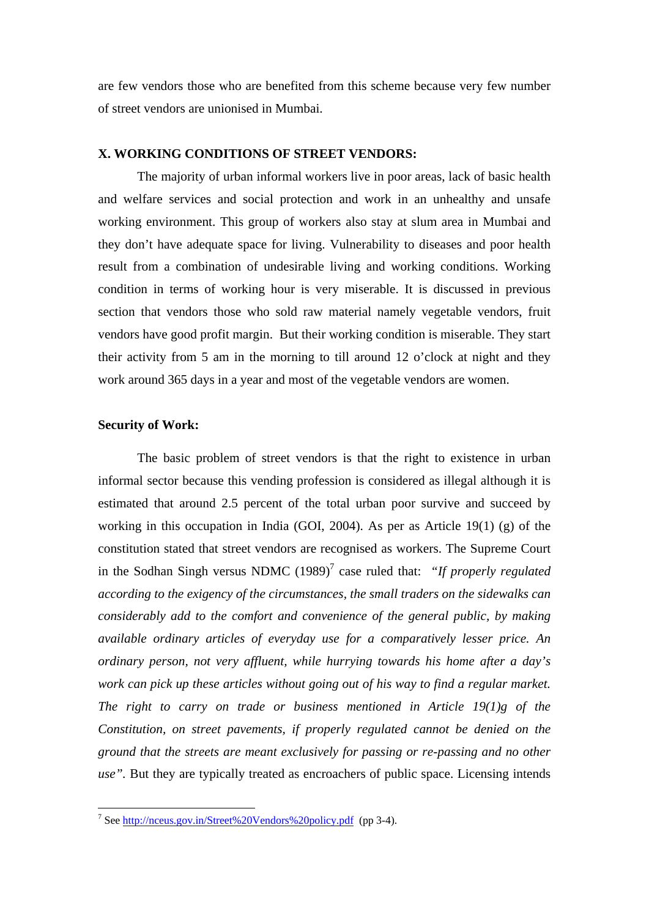are few vendors those who are benefited from this scheme because very few number of street vendors are unionised in Mumbai.

## X. WORKING CONDITIONS OF STREET VENDORS:

The majority of urban informal workers live in poor areas, lack of basic health and welfare services and social protection and work in an unhealthy and unsafe working environment. This group of workers also stay at slum area in Mumbai and they don't have adequate space for living. Vulnerability to diseases and poor health result from a combination of undesirable living and working conditions. Working condition in terms of working hour is very miserable. It is discussed in previous section that vendors those who sold raw material namely vegetable vendors, fruit vendors have good profit margin. But their working condition is miserable. They start their activity from 5 am in the morning to till around 12 o'clock at night and they work around 365 days in a year and most of the vegetable vendors are women.

### Security of Work:

The basic problem of street vendors is that the right to existence in urban informal sector because this vending profession is considered as illegal although it is estimated that around 2.5 percent of the total urban poor survive and succeed by working in this occupation in India (GOI, 2004). As per as Article 19(1) (g) of the constitution stated that street vendors are recognised as workers. The Supreme Court in the Sodhan Singh versus NDMC (1989)[7] case ruled that: *"If properly regulated according to the exigency of the circumstances, the small traders on the sidewalks can considerably add to the comfort and convenience of the general public, by making available ordinary articles of everyday use for a comparatively lesser price. An ordinary person, not very affluent, while hurrying towards his home after a day's work can pick up these articles without going out of his way to find a regular market. The right to carry on trade or business mentioned in Article 19(1)g of the Constitution, on street pavements, if properly regulated cannot be denied on the ground that the streets are meant exclusively for passing or re-passing and no other use"*. But they are typically treated as encroachers of public space. Licensing intends

---

[7] See http://nceus.gov.in/Street%20Vendors%20policy.pdf (pp 3-4).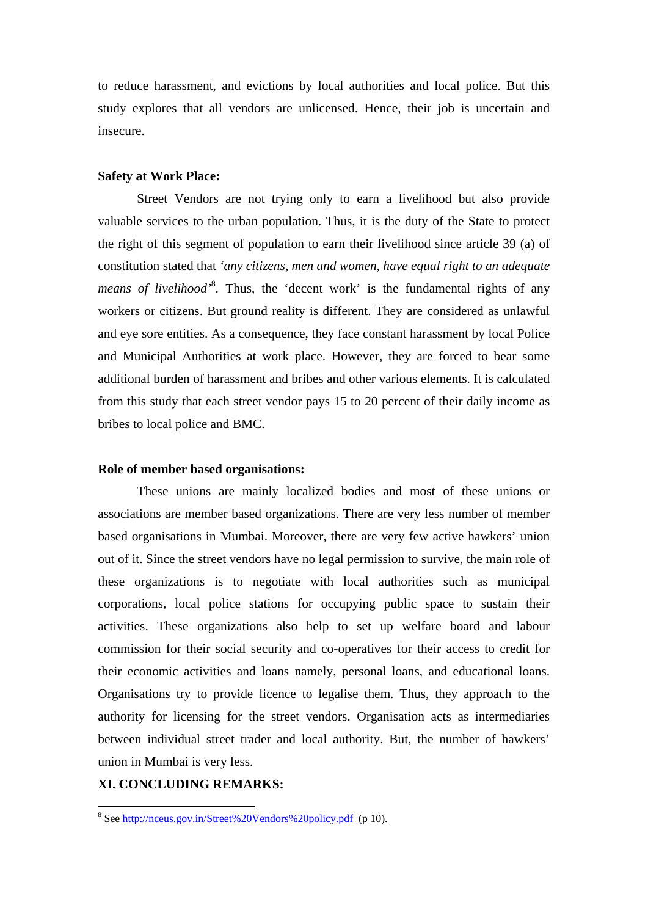to reduce harassment, and evictions by local authorities and local police. But this study explores that all vendors are unlicensed. Hence, their job is uncertain and insecure.

**Safety at Work Place:**

Street Vendors are not trying only to earn a livelihood but also provide valuable services to the urban population. Thus, it is the duty of the State to protect the right of this segment of population to earn their livelihood since article 39 (a) of constitution stated that *'any citizens, men and women, have equal right to an adequate means of livelihood'*[8]. Thus, the 'decent work' is the fundamental rights of any workers or citizens. But ground reality is different. They are considered as unlawful and eye sore entities. As a consequence, they face constant harassment by local Police and Municipal Authorities at work place. However, they are forced to bear some additional burden of harassment and bribes and other various elements. It is calculated from this study that each street vendor pays 15 to 20 percent of their daily income as bribes to local police and BMC.

**Role of member based organisations:**

These unions are mainly localized bodies and most of these unions or associations are member based organizations. There are very less number of member based organisations in Mumbai. Moreover, there are very few active hawkers' union out of it. Since the street vendors have no legal permission to survive, the main role of these organizations is to negotiate with local authorities such as municipal corporations, local police stations for occupying public space to sustain their activities. These organizations also help to set up welfare board and labour commission for their social security and co-operatives for their access to credit for their economic activities and loans namely, personal loans, and educational loans. Organisations try to provide licence to legalise them. Thus, they approach to the authority for licensing for the street vendors. Organisation acts as intermediaries between individual street trader and local authority. But, the number of hawkers' union in Mumbai is very less.

## XI. CONCLUDING REMARKS:

[8] See http://nceus.gov.in/Street%20Vendors%20policy.pdf (p 10).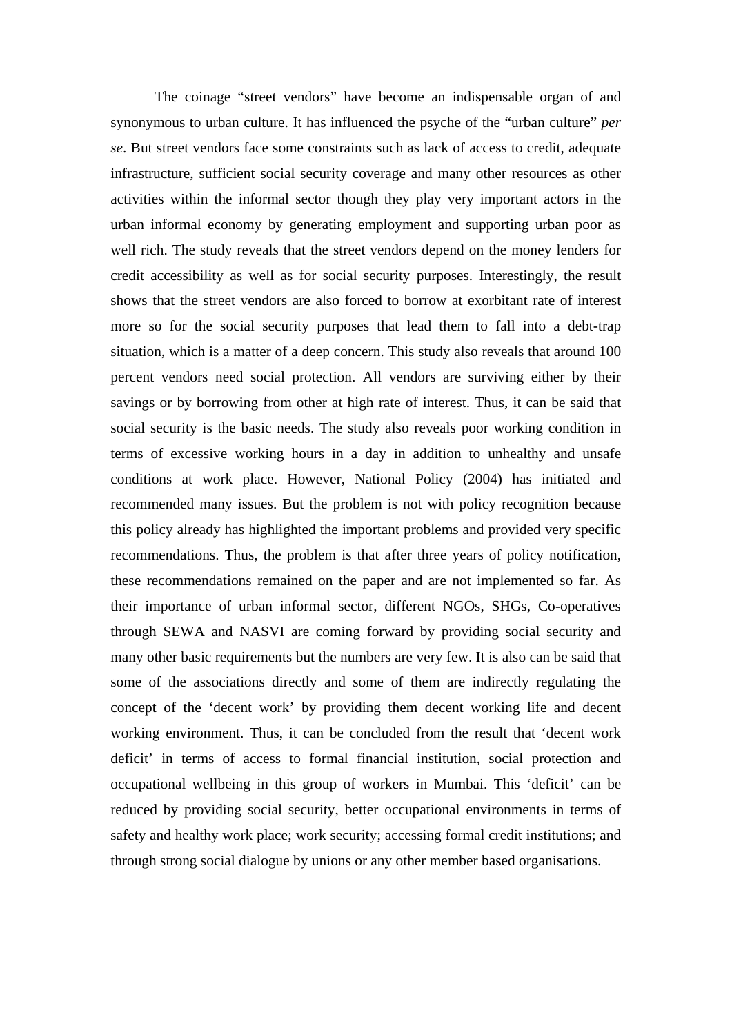The coinage "street vendors" have become an indispensable organ of and synonymous to urban culture. It has influenced the psyche of the "urban culture" *per se*. But street vendors face some constraints such as lack of access to credit, adequate infrastructure, sufficient social security coverage and many other resources as other activities within the informal sector though they play very important actors in the urban informal economy by generating employment and supporting urban poor as well rich. The study reveals that the street vendors depend on the money lenders for credit accessibility as well as for social security purposes. Interestingly, the result shows that the street vendors are also forced to borrow at exorbitant rate of interest more so for the social security purposes that lead them to fall into a debt-trap situation, which is a matter of a deep concern. This study also reveals that around 100 percent vendors need social protection. All vendors are surviving either by their savings or by borrowing from other at high rate of interest. Thus, it can be said that social security is the basic needs. The study also reveals poor working condition in terms of excessive working hours in a day in addition to unhealthy and unsafe conditions at work place. However, National Policy (2004) has initiated and recommended many issues. But the problem is not with policy recognition because this policy already has highlighted the important problems and provided very specific recommendations. Thus, the problem is that after three years of policy notification, these recommendations remained on the paper and are not implemented so far. As their importance of urban informal sector, different NGOs, SHGs, Co-operatives through SEWA and NASVI are coming forward by providing social security and many other basic requirements but the numbers are very few. It is also can be said that some of the associations directly and some of them are indirectly regulating the concept of the 'decent work' by providing them decent working life and decent working environment. Thus, it can be concluded from the result that 'decent work deficit' in terms of access to formal financial institution, social protection and occupational wellbeing in this group of workers in Mumbai. This 'deficit' can be reduced by providing social security, better occupational environments in terms of safety and healthy work place; work security; accessing formal credit institutions; and through strong social dialogue by unions or any other member based organisations.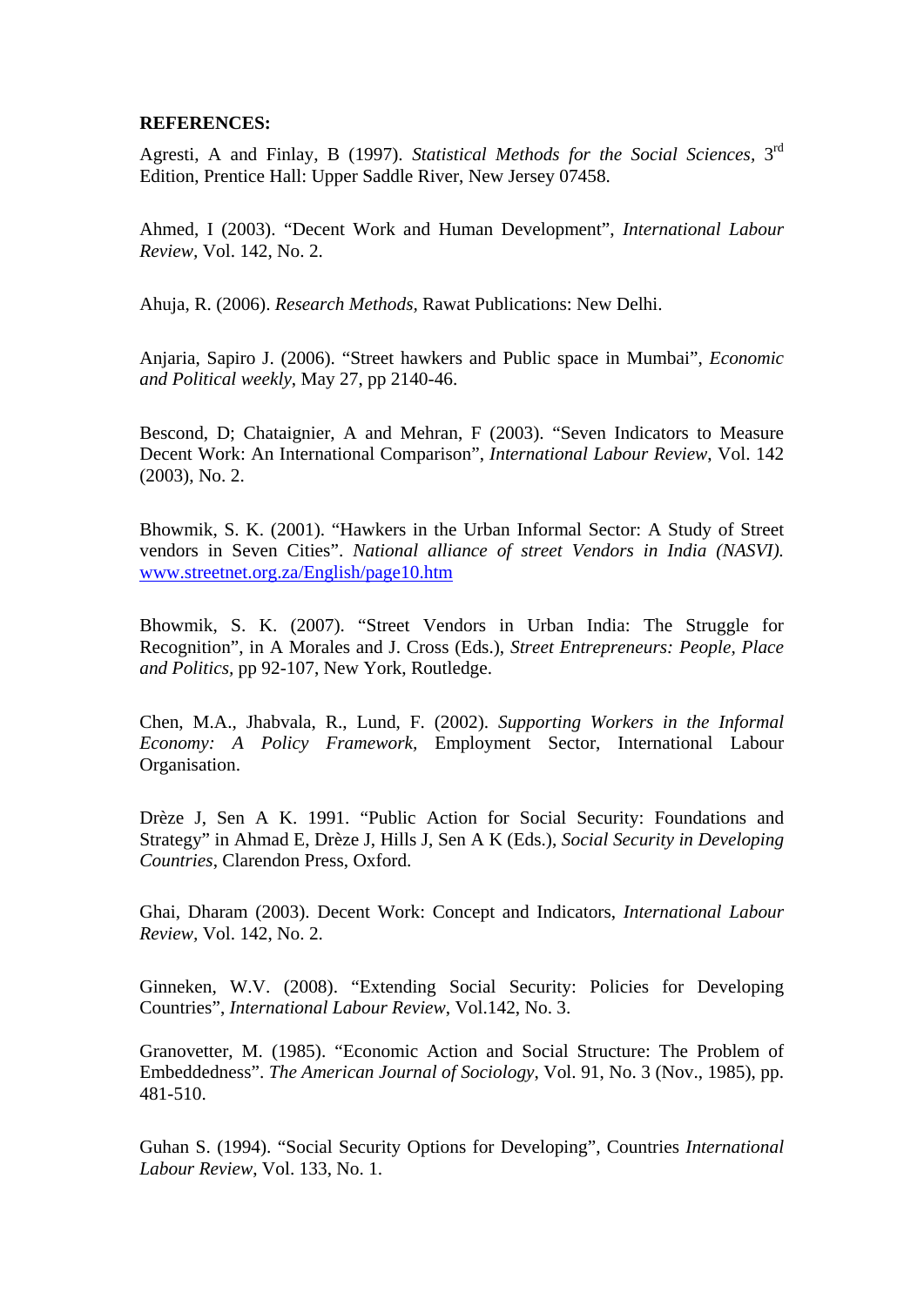**REFERENCES:**

Agresti, A and Finlay, B (1997). *Statistical Methods for the Social Sciences*, 3rd Edition, Prentice Hall: Upper Saddle River, New Jersey 07458.

Ahmed, I (2003). "Decent Work and Human Development", *International Labour Review*, Vol. 142, No. 2.

Ahuja, R. (2006). *Research Methods*, Rawat Publications: New Delhi.

Anjaria, Sapiro J. (2006). "Street hawkers and Public space in Mumbai", *Economic and Political weekly*, May 27, pp 2140-46.

Bescond, D; Chataignier, A and Mehran, F (2003). "Seven Indicators to Measure Decent Work: An International Comparison", *International Labour Review*, Vol. 142 (2003), No. 2.

Bhowmik, S. K. (2001). "Hawkers in the Urban Informal Sector: A Study of Street vendors in Seven Cities". *National alliance of street Vendors in India (NASVI).* www.streetnet.org.za/English/page10.htm

Bhowmik, S. K. (2007). "Street Vendors in Urban India: The Struggle for Recognition", in A Morales and J. Cross (Eds.), *Street Entrepreneurs: People, Place and Politics,* pp 92-107, New York, Routledge.

Chen, M.A., Jhabvala, R., Lund, F. (2002). *Supporting Workers in the Informal Economy: A Policy Framework,* Employment Sector, International Labour Organisation.

Drèze J, Sen A K. 1991. "Public Action for Social Security: Foundations and Strategy" in Ahmad E, Drèze J, Hills J, Sen A K (Eds.), *Social Security in Developing Countries*, Clarendon Press, Oxford.

Ghai, Dharam (2003). Decent Work: Concept and Indicators, *International Labour Review,* Vol. 142, No. 2.

Ginneken, W.V. (2008). "Extending Social Security: Policies for Developing Countries", *International Labour Review*, Vol.142, No. 3.

Granovetter, M. (1985). "Economic Action and Social Structure: The Problem of Embeddedness". *The American Journal of Sociology*, Vol. 91, No. 3 (Nov., 1985), pp. 481-510.

Guhan S. (1994). "Social Security Options for Developing", Countries *International Labour Review*, Vol. 133, No. 1.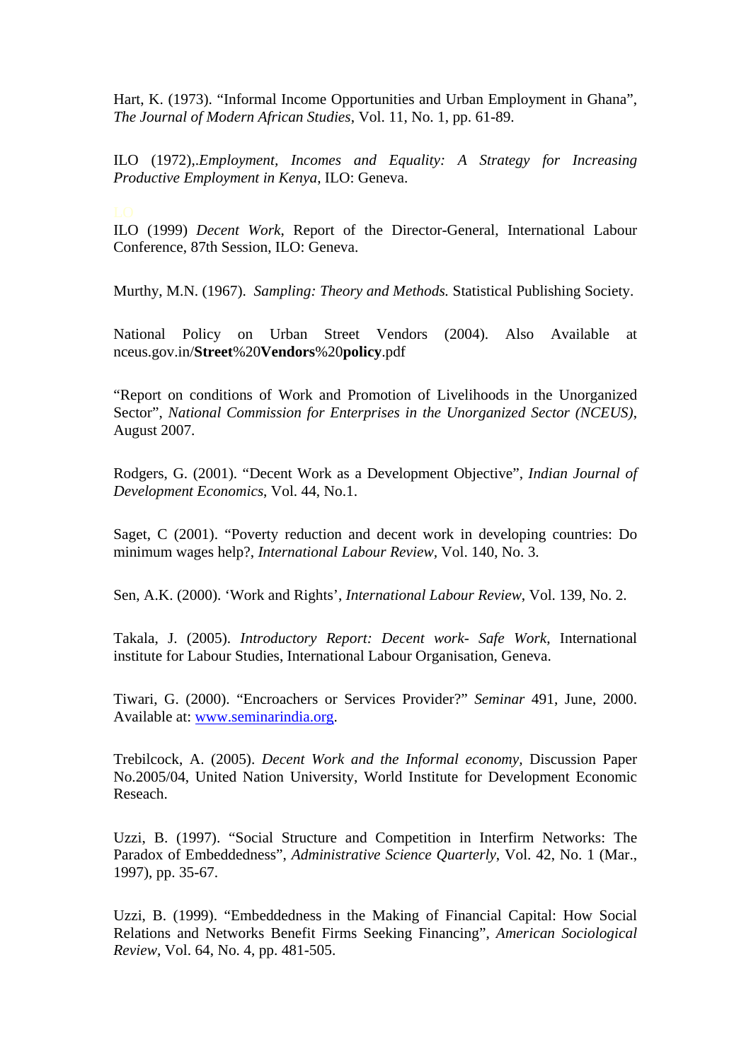Hart, K. (1973). "Informal Income Opportunities and Urban Employment in Ghana", *The Journal of Modern African Studies*, Vol. 11, No. 1, pp. 61-89.

ILO (1972),.*Employment, Incomes and Equality: A Strategy for Increasing Productive Employment in Kenya*, ILO: Geneva.

ILO (1999) *Decent Work*, Report of the Director-General, International Labour Conference, 87th Session, ILO: Geneva.

Murthy, M.N. (1967). *Sampling: Theory and Methods.* Statistical Publishing Society.

National Policy on Urban Street Vendors (2004). Also Available at nceus.gov.in/**Street**%20**Vendors**%20**policy**.pdf

"Report on conditions of Work and Promotion of Livelihoods in the Unorganized Sector", *National Commission for Enterprises in the Unorganized Sector (NCEUS)*, August 2007.

Rodgers, G. (2001). "Decent Work as a Development Objective", *Indian Journal of Development Economics*, Vol. 44, No.1.

Saget, C (2001). "Poverty reduction and decent work in developing countries: Do minimum wages help?, *International Labour Review*, Vol. 140, No. 3.

Sen, A.K. (2000). 'Work and Rights', *International Labour Review*, Vol. 139, No. 2.

Takala, J. (2005). *Introductory Report: Decent work- Safe Work*, International institute for Labour Studies, International Labour Organisation, Geneva.

Tiwari, G. (2000). "Encroachers or Services Provider?" *Seminar* 491, June, 2000. Available at: www.seminarindia.org.

Trebilcock, A. (2005). *Decent Work and the Informal economy,* Discussion Paper No.2005/04, United Nation University, World Institute for Development Economic Reseach.

Uzzi, B. (1997). "Social Structure and Competition in Interfirm Networks: The Paradox of Embeddedness", *Administrative Science Quarterly*, Vol. 42, No. 1 (Mar., 1997), pp. 35-67.

Uzzi, B. (1999). "Embeddedness in the Making of Financial Capital: How Social Relations and Networks Benefit Firms Seeking Financing", *American Sociological Review*, Vol. 64, No. 4, pp. 481-505.